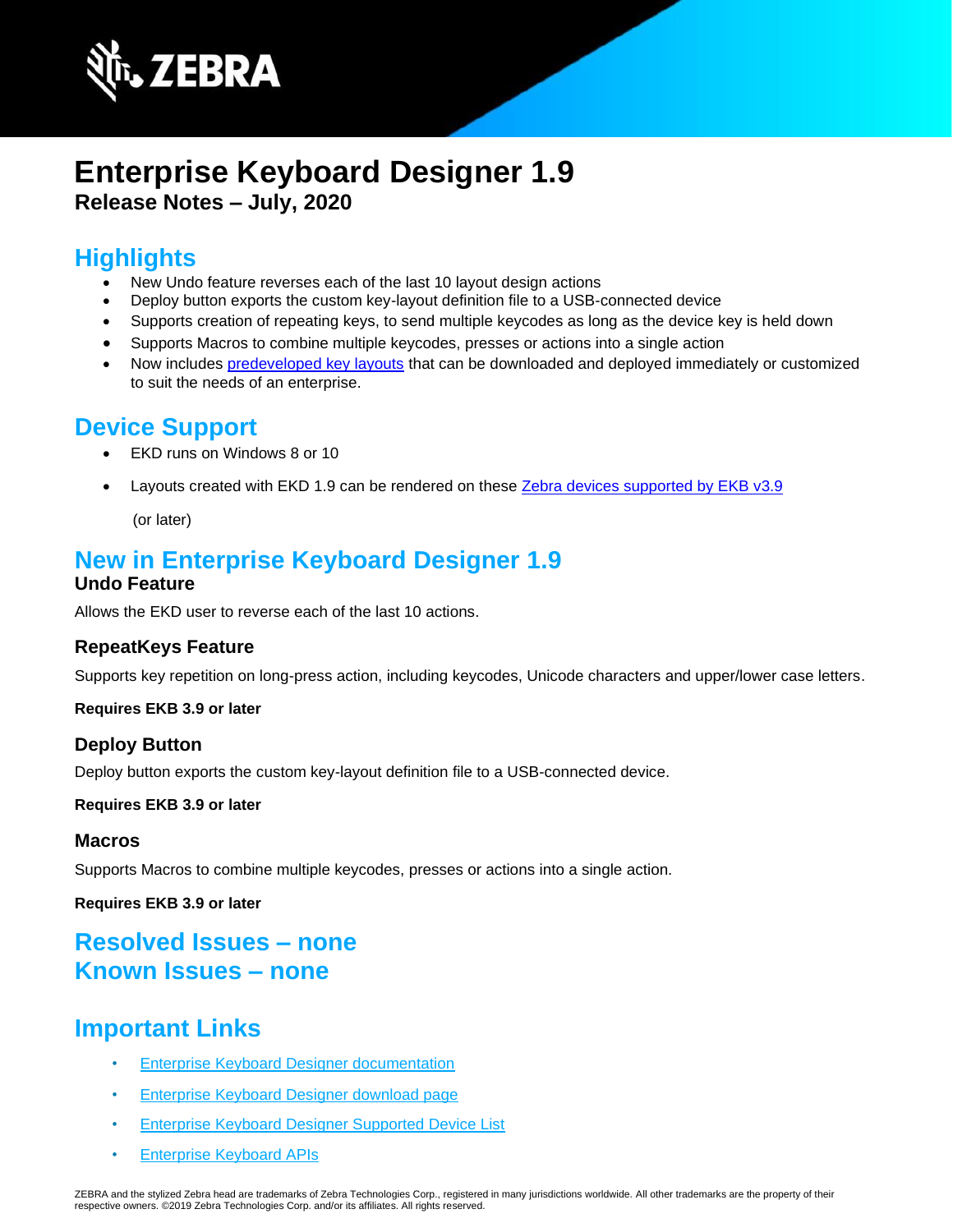# Enterprise Keyboard Designer 1.9

**Release Notes – July, 2020**

## Highlights

- New Undo feature reverses each of the last 10 layout design actions
- Deploy button exports the custom key-layout definition file to a USB-connected device
- Supports creation of repeating keys, to send multiple keycodes as long as the device key is held down
- Supports Macros to combine multiple keycodes, presses or actions into a single action
- Now includes predeveloped key layouts that can be downloaded and deployed immediately or customized to suit the needs of an enterprise.

## Device Support

- EKD runs on Windows 8 or 10
- Layouts created with EKD 1.9 can be rendered on these Zebra devices supported by EKB v3.9 (or later)

## New in Enterprise Keyboard Designer 1.9

### Undo Feature

Allows the EKD user to reverse each of the last 10 actions.

### RepeatKeys Feature

Supports key repetition on long-press action, including keycodes, Unicode characters and upper/lower case letters.

**Requires EKB 3.9 or later**

### Deploy Button

Deploy button exports the custom key-layout definition file to a USB-connected device.

**Requires EKB 3.9 or later**

### Macros

Supports Macros to combine multiple keycodes, presses or actions into a single action.

**Requires EKB 3.9 or later**

## Resolved Issues – none

## Known Issues – none

## Important Links

- Enterprise Keyboard Designer documentation
- Enterprise Keyboard Designer download page
- Enterprise Keyboard Designer Supported Device List
- Enterprise Keyboard APIs

ZEBRA and the stylized Zebra head are trademarks of Zebra Technologies Corp., registered in many jurisdictions worldwide. All other trademarks are the property of their respective owners. ©2019 Zebra Technologies Corp. and/or its affiliates. All rights reserved.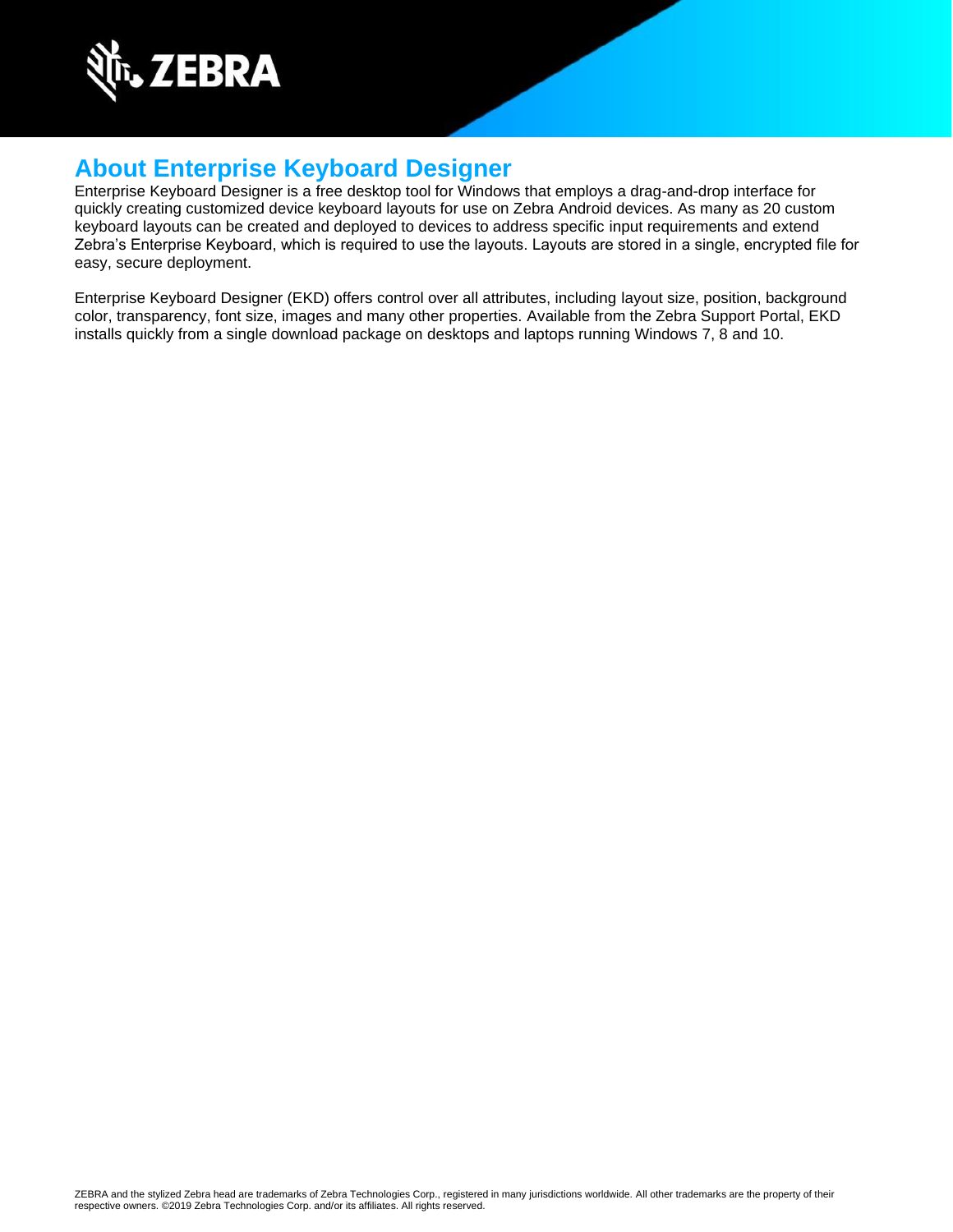## About Enterprise Keyboard Designer

Enterprise Keyboard Designer is a free desktop tool for Windows that employs a drag-and-drop interface for quickly creating customized device keyboard layouts for use on Zebra Android devices. As many as 20 custom keyboard layouts can be created and deployed to devices to address specific input requirements and extend Zebra's Enterprise Keyboard, which is required to use the layouts. Layouts are stored in a single, encrypted file for easy, secure deployment.

Enterprise Keyboard Designer (EKD) offers control over all attributes, including layout size, position, background color, transparency, font size, images and many other properties. Available from the Zebra Support Portal, EKD installs quickly from a single download package on desktops and laptops running Windows 7, 8 and 10.

ZEBRA and the stylized Zebra head are trademarks of Zebra Technologies Corp., registered in many jurisdictions worldwide. All other trademarks are the property of their respective owners. ©2019 Zebra Technologies Corp. and/or its affiliates. All rights reserved.